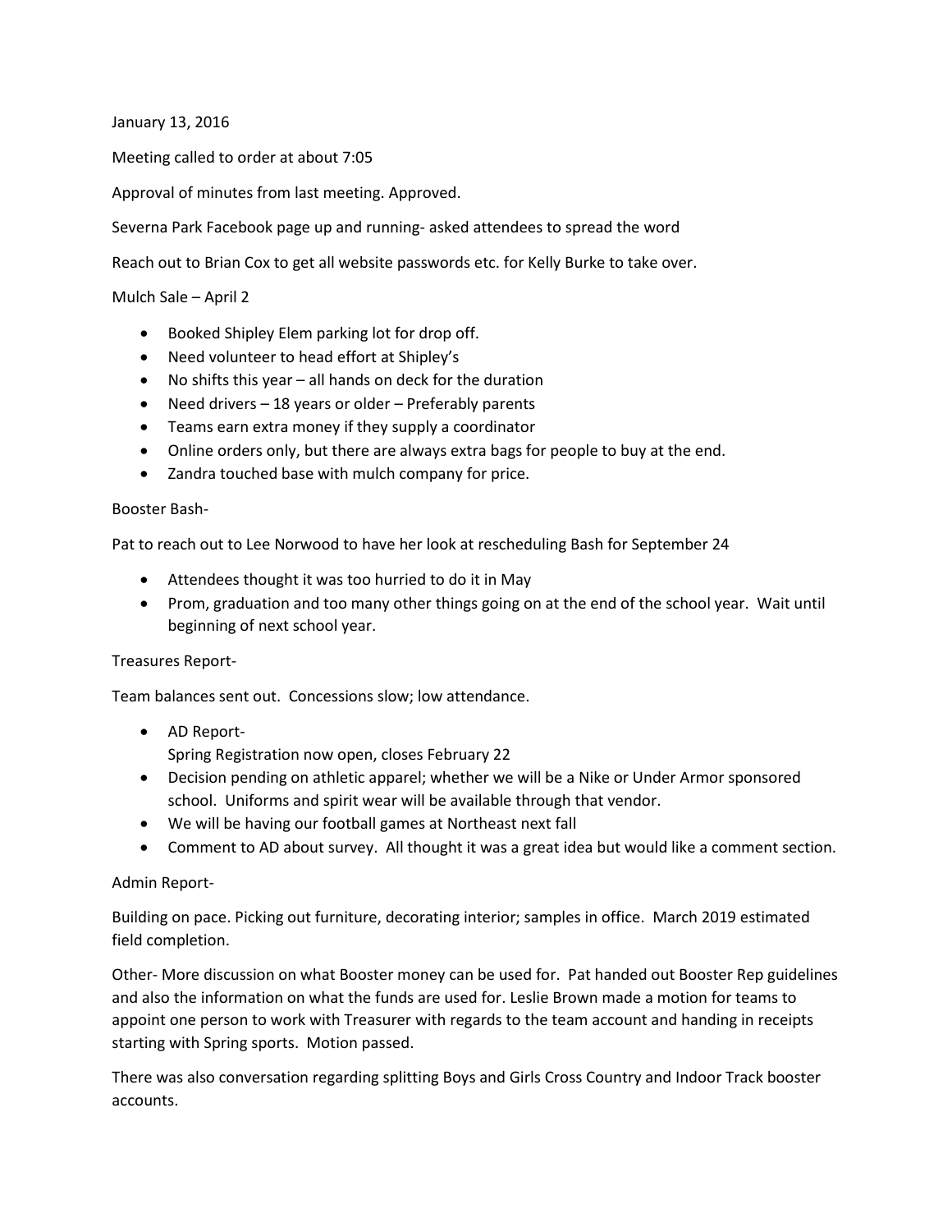January 13, 2016

Meeting called to order at about 7:05

Approval of minutes from last meeting. Approved.

Severna Park Facebook page up and running- asked attendees to spread the word

Reach out to Brian Cox to get all website passwords etc. for Kelly Burke to take over.

Mulch Sale – April 2

- Booked Shipley Elem parking lot for drop off.
- Need volunteer to head effort at Shipley's
- No shifts this year – all hands on deck for the duration
- Need drivers – 18 years or older – Preferably parents
- Teams earn extra money if they supply a coordinator
- Online orders only, but there are always extra bags for people to buy at the end.
- Zandra touched base with mulch company for price.

Booster Bash-

Pat to reach out to Lee Norwood to have her look at rescheduling Bash for September 24

- Attendees thought it was too hurried to do it in May
- Prom, graduation and too many other things going on at the end of the school year. Wait until beginning of next school year.

Treasures Report-

Team balances sent out. Concessions slow; low attendance.

- AD Report-
  Spring Registration now open, closes February 22
- Decision pending on athletic apparel; whether we will be a Nike or Under Armor sponsored school. Uniforms and spirit wear will be available through that vendor.
- We will be having our football games at Northeast next fall
- Comment to AD about survey. All thought it was a great idea but would like a comment section.

Admin Report-

Building on pace. Picking out furniture, decorating interior; samples in office. March 2019 estimated field completion.

Other- More discussion on what Booster money can be used for. Pat handed out Booster Rep guidelines and also the information on what the funds are used for. Leslie Brown made a motion for teams to appoint one person to work with Treasurer with regards to the team account and handing in receipts starting with Spring sports. Motion passed.

There was also conversation regarding splitting Boys and Girls Cross Country and Indoor Track booster accounts.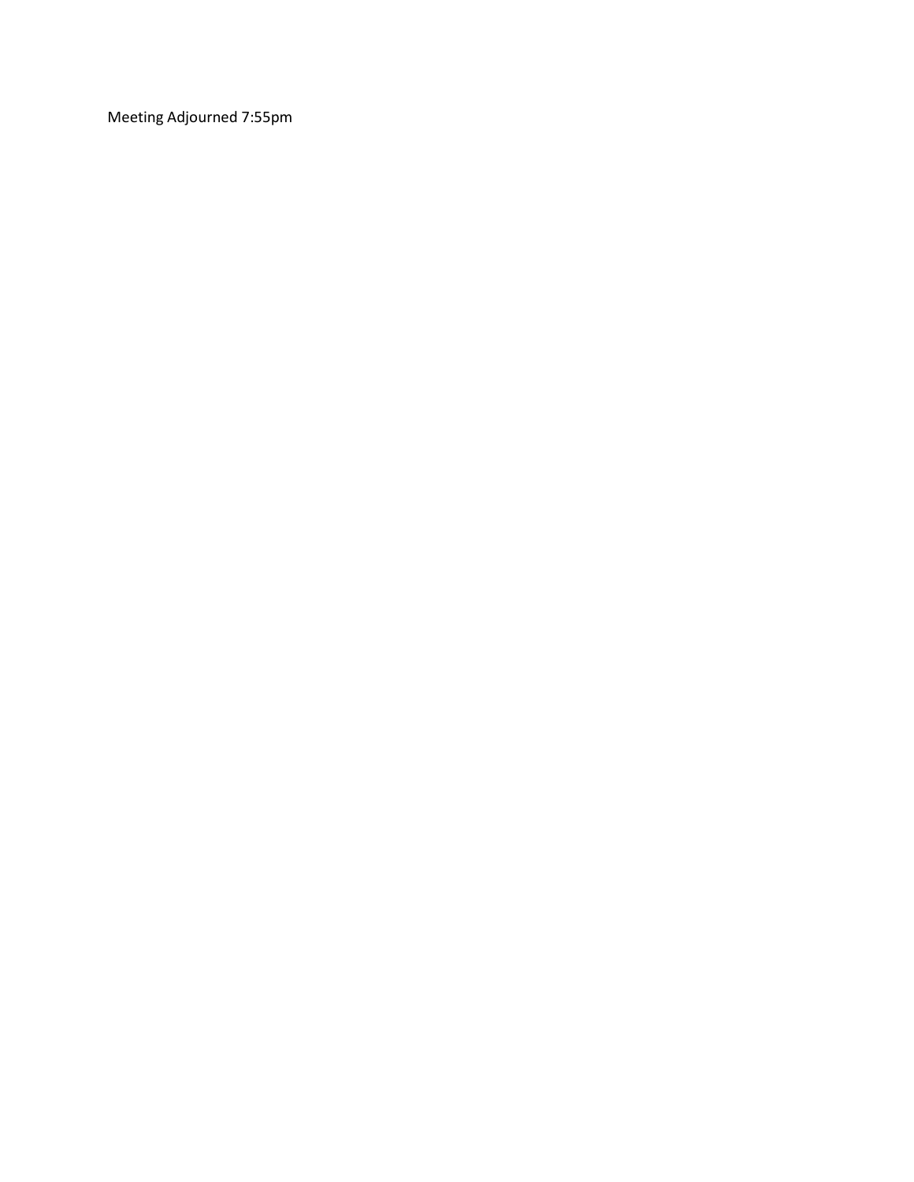Meeting Adjourned 7:55pm